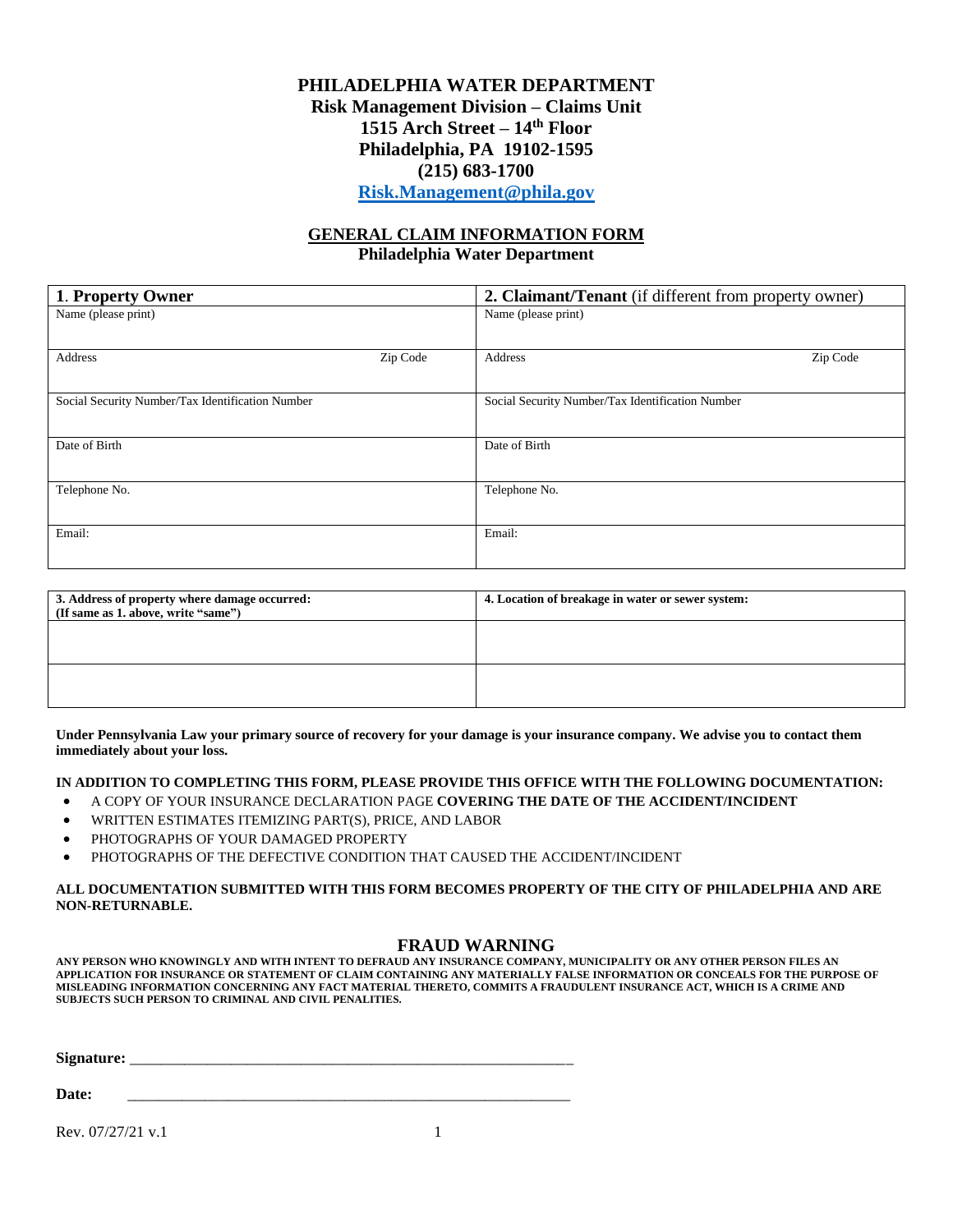# PHILADELPHIA WATER DEPARTMENT

**Risk Management Division – Claims Unit**
**1515 Arch Street – 14th Floor**
**Philadelphia, PA 19102-1595**
**(215) 683-1700**
**Risk.Management@phila.gov**

## GENERAL CLAIM INFORMATION FORM

**Philadelphia Water Department**

| **1. Property Owner** | | **2. Claimant/Tenant** (if different from property owner) | |
|---|---|---|---|
| Name (please print) | | Name (please print) | |
| Address | Zip Code | Address | Zip Code |
| Social Security Number/Tax Identification Number | | Social Security Number/Tax Identification Number | |
| Date of Birth | | Date of Birth | |
| Telephone No. | | Telephone No. | |
| Email: | | Email: | |

| **3. Address of property where damage occurred:** **(If same as 1. above, write "same")** | **4. Location of breakage in water or sewer system:** |
|---|---|
| | |
| | |

**Under Pennsylvania Law your primary source of recovery for your damage is your insurance company. We advise you to contact them immediately about your loss.**

**IN ADDITION TO COMPLETING THIS FORM, PLEASE PROVIDE THIS OFFICE WITH THE FOLLOWING DOCUMENTATION:**

- A COPY OF YOUR INSURANCE DECLARATION PAGE **COVERING THE DATE OF THE ACCIDENT/INCIDENT**
- WRITTEN ESTIMATES ITEMIZING PART(S), PRICE, AND LABOR
- PHOTOGRAPHS OF YOUR DAMAGED PROPERTY
- PHOTOGRAPHS OF THE DEFECTIVE CONDITION THAT CAUSED THE ACCIDENT/INCIDENT

**ALL DOCUMENTATION SUBMITTED WITH THIS FORM BECOMES PROPERTY OF THE CITY OF PHILADELPHIA AND ARE NON-RETURNABLE.**

## FRAUD WARNING

**ANY PERSON WHO KNOWINGLY AND WITH INTENT TO DEFRAUD ANY INSURANCE COMPANY, MUNICIPALITY OR ANY OTHER PERSON FILES AN APPLICATION FOR INSURANCE OR STATEMENT OF CLAIM CONTAINING ANY MATERIALLY FALSE INFORMATION OR CONCEALS FOR THE PURPOSE OF MISLEADING INFORMATION CONCERNING ANY FACT MATERIAL THERETO, COMMITS A FRAUDULENT INSURANCE ACT, WHICH IS A CRIME AND SUBJECTS SUCH PERSON TO CRIMINAL AND CIVIL PENALITIES.**

**Signature:** ____________________________________________________________

**Date:** ____________________________________________________________

Rev. 07/27/21 v.1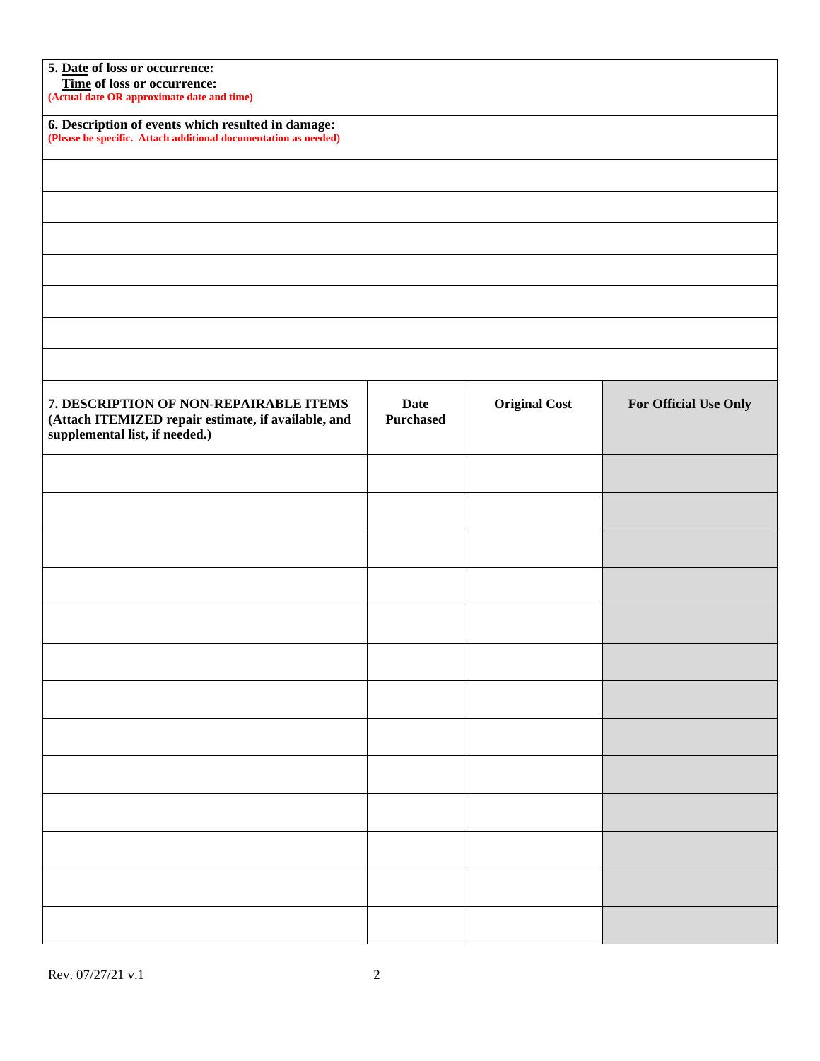**5. Date of loss or occurrence:**
**Time of loss or occurrence:**
**(Actual date OR approximate date and time)**

**6. Description of events which resulted in damage:**
**(Please be specific. Attach additional documentation as needed)**

| 7. DESCRIPTION OF NON-REPAIRABLE ITEMS (Attach ITEMIZED repair estimate, if available, and supplemental list, if needed.) | Date Purchased | Original Cost | For Official Use Only |
|---|---|---|---|
| | | | |
| | | | |
| | | | |
| | | | |
| | | | |
| | | | |
| | | | |
| | | | |
| | | | |
| | | | |
| | | | |
| | | | |
| | | | |

Rev. 07/27/21 v.1